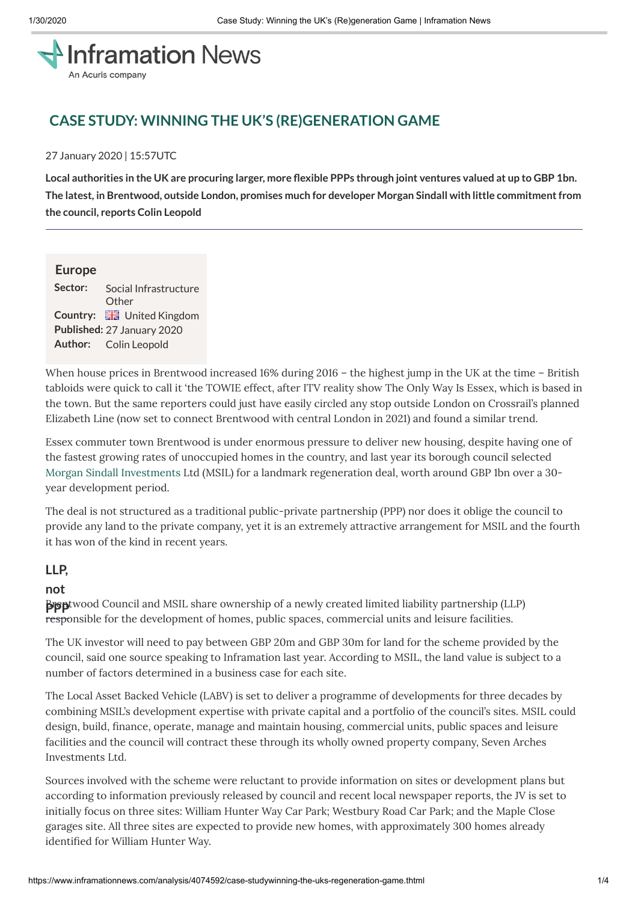# CASE STUDY: WINNING THE UK'S (RE)GENERATION GAME

27 January 2020 | 15:57UTC

**Local authorities in the UK are procuring larger, more flexible PPPs through joint ventures valued at up to GBP 1bn. The latest, in Brentwood, outside London, promises much for developer Morgan Sindall with little commitment from the council, reports Colin Leopold**

---

**Europe**

| | |
|---|---|
| **Sector:** | Social Infrastructure Other |
| **Country:** | United Kingdom |
| **Published:** | 27 January 2020 |
| **Author:** | Colin Leopold |

When house prices in Brentwood increased 16% during 2016 – the highest jump in the UK at the time – British tabloids were quick to call it 'the TOWIE effect, after ITV reality show The Only Way Is Essex, which is based in the town. But the same reporters could just have easily circled any stop outside London on Crossrail's planned Elizabeth Line (now set to connect Brentwood with central London in 2021) and found a similar trend.

Essex commuter town Brentwood is under enormous pressure to deliver new housing, despite having one of the fastest growing rates of unoccupied homes in the country, and last year its borough council selected Morgan Sindall Investments Ltd (MSIL) for a landmark regeneration deal, worth around GBP 1bn over a 30-year development period.

The deal is not structured as a traditional public-private partnership (PPP) nor does it oblige the council to provide any land to the private company, yet it is an extremely attractive arrangement for MSIL and the fourth it has won of the kind in recent years.

## LLP, not PPP

Brentwood Council and MSIL share ownership of a newly created limited liability partnership (LLP) responsible for the development of homes, public spaces, commercial units and leisure facilities.

The UK investor will need to pay between GBP 20m and GBP 30m for land for the scheme provided by the council, said one source speaking to Inframation last year. According to MSIL, the land value is subject to a number of factors determined in a business case for each site.

The Local Asset Backed Vehicle (LABV) is set to deliver a programme of developments for three decades by combining MSIL's development expertise with private capital and a portfolio of the council's sites. MSIL could design, build, finance, operate, manage and maintain housing, commercial units, public spaces and leisure facilities and the council will contract these through its wholly owned property company, Seven Arches Investments Ltd.

Sources involved with the scheme were reluctant to provide information on sites or development plans but according to information previously released by council and recent local newspaper reports, the JV is set to initially focus on three sites: William Hunter Way Car Park; Westbury Road Car Park; and the Maple Close garages site. All three sites are expected to provide new homes, with approximately 300 homes already identified for William Hunter Way.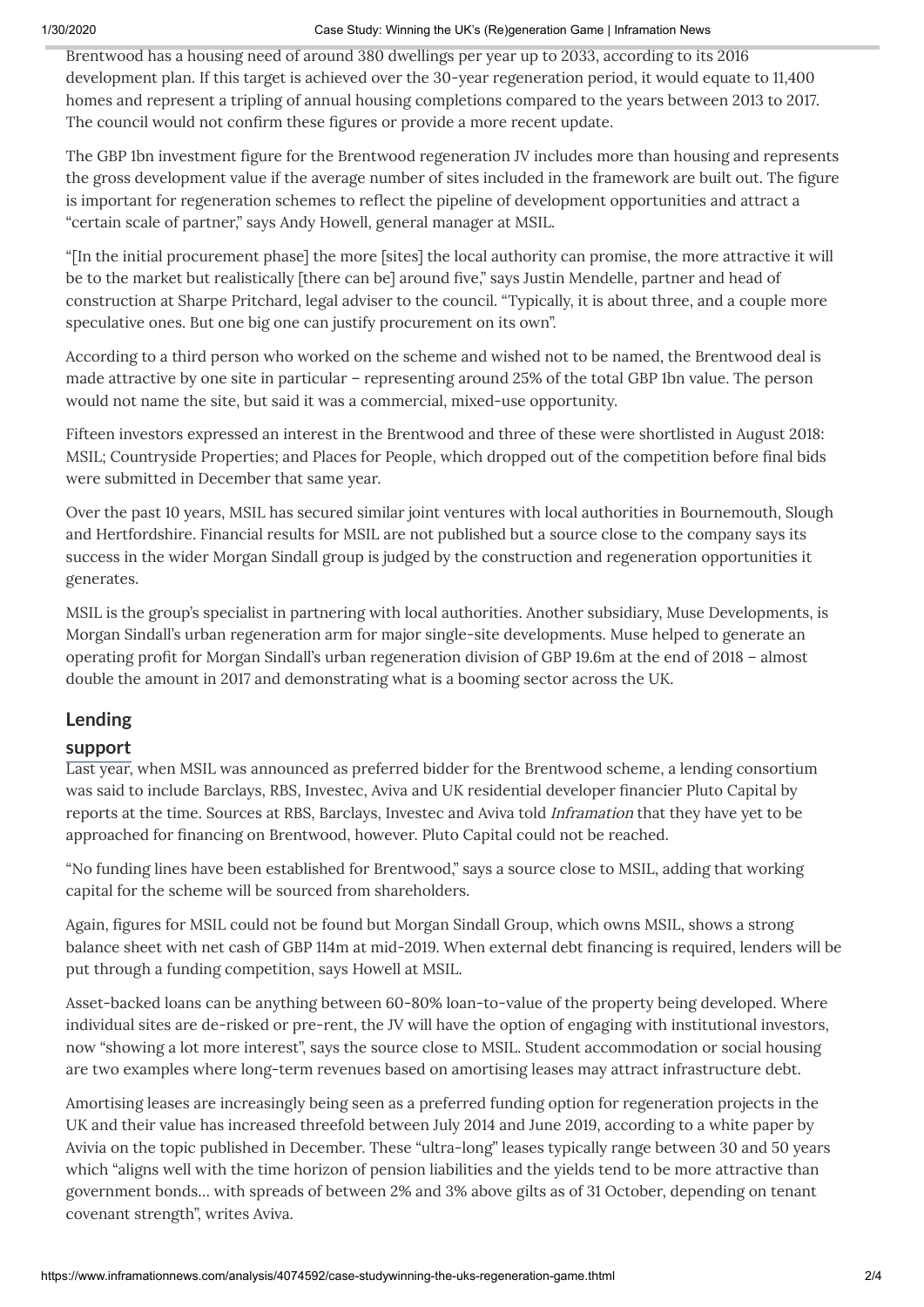Brentwood has a housing need of around 380 dwellings per year up to 2033, according to its 2016 development plan. If this target is achieved over the 30-year regeneration period, it would equate to 11,400 homes and represent a tripling of annual housing completions compared to the years between 2013 to 2017. The council would not confirm these figures or provide a more recent update.

The GBP 1bn investment figure for the Brentwood regeneration JV includes more than housing and represents the gross development value if the average number of sites included in the framework are built out. The figure is important for regeneration schemes to reflect the pipeline of development opportunities and attract a "certain scale of partner," says Andy Howell, general manager at MSIL.

"[In the initial procurement phase] the more [sites] the local authority can promise, the more attractive it will be to the market but realistically [there can be] around five," says Justin Mendelle, partner and head of construction at Sharpe Pritchard, legal adviser to the council. "Typically, it is about three, and a couple more speculative ones. But one big one can justify procurement on its own".

According to a third person who worked on the scheme and wished not to be named, the Brentwood deal is made attractive by one site in particular – representing around 25% of the total GBP 1bn value. The person would not name the site, but said it was a commercial, mixed-use opportunity.

Fifteen investors expressed an interest in the Brentwood and three of these were shortlisted in August 2018: MSIL; Countryside Properties; and Places for People, which dropped out of the competition before final bids were submitted in December that same year.

Over the past 10 years, MSIL has secured similar joint ventures with local authorities in Bournemouth, Slough and Hertfordshire. Financial results for MSIL are not published but a source close to the company says its success in the wider Morgan Sindall group is judged by the construction and regeneration opportunities it generates.

MSIL is the group's specialist in partnering with local authorities. Another subsidiary, Muse Developments, is Morgan Sindall's urban regeneration arm for major single-site developments. Muse helped to generate an operating profit for Morgan Sindall's urban regeneration division of GBP 19.6m at the end of 2018 – almost double the amount in 2017 and demonstrating what is a booming sector across the UK.

## Lending support

Last year, when MSIL was announced as preferred bidder for the Brentwood scheme, a lending consortium was said to include Barclays, RBS, Investec, Aviva and UK residential developer financier Pluto Capital by reports at the time. Sources at RBS, Barclays, Investec and Aviva told *Inframation* that they have yet to be approached for financing on Brentwood, however. Pluto Capital could not be reached.

"No funding lines have been established for Brentwood," says a source close to MSIL, adding that working capital for the scheme will be sourced from shareholders.

Again, figures for MSIL could not be found but Morgan Sindall Group, which owns MSIL, shows a strong balance sheet with net cash of GBP 114m at mid-2019. When external debt financing is required, lenders will be put through a funding competition, says Howell at MSIL.

Asset-backed loans can be anything between 60-80% loan-to-value of the property being developed. Where individual sites are de-risked or pre-rent, the JV will have the option of engaging with institutional investors, now "showing a lot more interest", says the source close to MSIL. Student accommodation or social housing are two examples where long-term revenues based on amortising leases may attract infrastructure debt.

Amortising leases are increasingly being seen as a preferred funding option for regeneration projects in the UK and their value has increased threefold between July 2014 and June 2019, according to a white paper by Avivia on the topic published in December. These "ultra-long" leases typically range between 30 and 50 years which "aligns well with the time horizon of pension liabilities and the yields tend to be more attractive than government bonds… with spreads of between 2% and 3% above gilts as of 31 October, depending on tenant covenant strength", writes Aviva.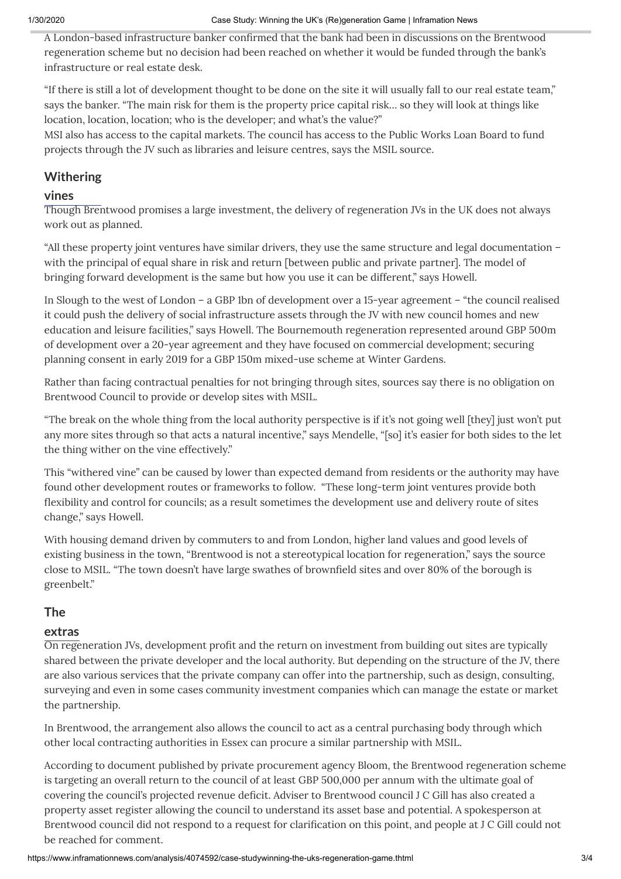A London-based infrastructure banker confirmed that the bank had been in discussions on the Brentwood regeneration scheme but no decision had been reached on whether it would be funded through the bank's infrastructure or real estate desk.

"If there is still a lot of development thought to be done on the site it will usually fall to our real estate team," says the banker. "The main risk for them is the property price capital risk… so they will look at things like location, location, location; who is the developer; and what's the value?"

MSI also has access to the capital markets. The council has access to the Public Works Loan Board to fund projects through the JV such as libraries and leisure centres, says the MSIL source.

## Withering vines

Though Brentwood promises a large investment, the delivery of regeneration JVs in the UK does not always work out as planned.

"All these property joint ventures have similar drivers, they use the same structure and legal documentation – with the principal of equal share in risk and return [between public and private partner]. The model of bringing forward development is the same but how you use it can be different," says Howell.

In Slough to the west of London – a GBP 1bn of development over a 15-year agreement – "the council realised it could push the delivery of social infrastructure assets through the JV with new council homes and new education and leisure facilities," says Howell. The Bournemouth regeneration represented around GBP 500m of development over a 20-year agreement and they have focused on commercial development; securing planning consent in early 2019 for a GBP 150m mixed-use scheme at Winter Gardens.

Rather than facing contractual penalties for not bringing through sites, sources say there is no obligation on Brentwood Council to provide or develop sites with MSIL.

"The break on the whole thing from the local authority perspective is if it's not going well [they] just won't put any more sites through so that acts a natural incentive," says Mendelle, "[so] it's easier for both sides to the let the thing wither on the vine effectively."

This "withered vine" can be caused by lower than expected demand from residents or the authority may have found other development routes or frameworks to follow. "These long-term joint ventures provide both flexibility and control for councils; as a result sometimes the development use and delivery route of sites change," says Howell.

With housing demand driven by commuters to and from London, higher land values and good levels of existing business in the town, "Brentwood is not a stereotypical location for regeneration," says the source close to MSIL. "The town doesn't have large swathes of brownfield sites and over 80% of the borough is greenbelt."

## The extras

On regeneration JVs, development profit and the return on investment from building out sites are typically shared between the private developer and the local authority. But depending on the structure of the JV, there are also various services that the private company can offer into the partnership, such as design, consulting, surveying and even in some cases community investment companies which can manage the estate or market the partnership.

In Brentwood, the arrangement also allows the council to act as a central purchasing body through which other local contracting authorities in Essex can procure a similar partnership with MSIL.

According to document published by private procurement agency Bloom, the Brentwood regeneration scheme is targeting an overall return to the council of at least GBP 500,000 per annum with the ultimate goal of covering the council's projected revenue deficit. Adviser to Brentwood council J C Gill has also created a property asset register allowing the council to understand its asset base and potential. A spokesperson at Brentwood council did not respond to a request for clarification on this point, and people at J C Gill could not be reached for comment.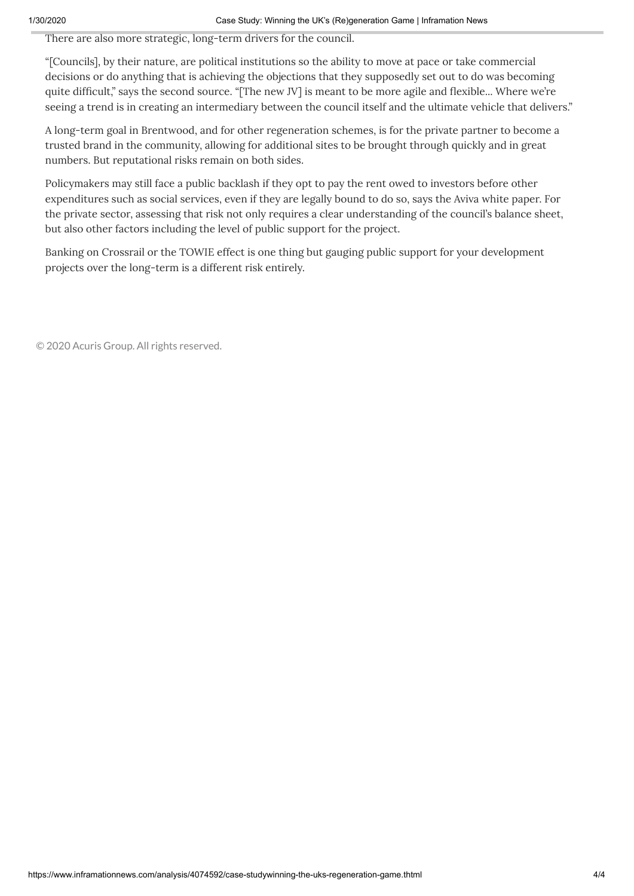There are also more strategic, long-term drivers for the council.

"[Councils], by their nature, are political institutions so the ability to move at pace or take commercial decisions or do anything that is achieving the objections that they supposedly set out to do was becoming quite difficult," says the second source. "[The new JV] is meant to be more agile and flexible... Where we're seeing a trend is in creating an intermediary between the council itself and the ultimate vehicle that delivers."

A long-term goal in Brentwood, and for other regeneration schemes, is for the private partner to become a trusted brand in the community, allowing for additional sites to be brought through quickly and in great numbers. But reputational risks remain on both sides.

Policymakers may still face a public backlash if they opt to pay the rent owed to investors before other expenditures such as social services, even if they are legally bound to do so, says the Aviva white paper. For the private sector, assessing that risk not only requires a clear understanding of the council's balance sheet, but also other factors including the level of public support for the project.

Banking on Crossrail or the TOWIE effect is one thing but gauging public support for your development projects over the long-term is a different risk entirely.

© 2020 Acuris Group. All rights reserved.